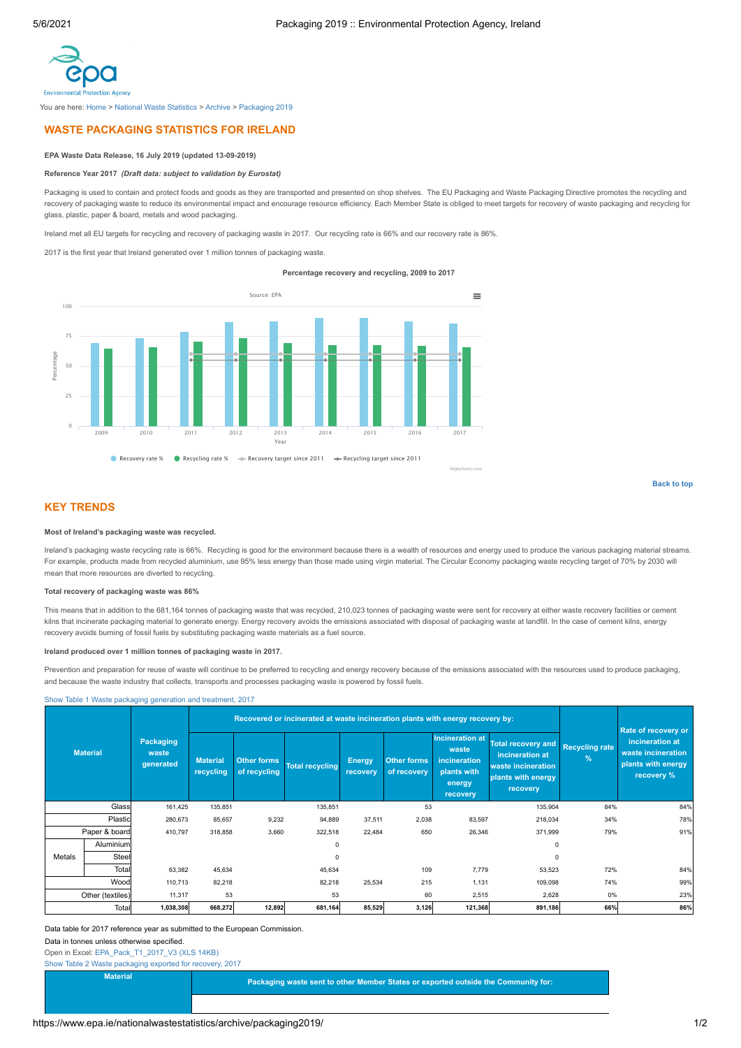You are here: Home > National Waste Statistics > Archive > Packaging 2019

## WASTE PACKAGING STATISTICS FOR IRELAND

**EPA Waste Data Release, 16 July 2019 (updated 13-09-2019)**

**Reference Year 2017** ***(Draft data: subject to validation by Eurostat)***

Packaging is used to contain and protect foods and goods as they are transported and presented on shop shelves. The EU Packaging and Waste Packaging Directive promotes the recycling and recovery of packaging waste to reduce its environmental impact and encourage resource efficiency. Each Member State is obliged to meet targets for recovery of waste packaging and recycling for glass, plastic, paper & board, metals and wood packaging.

Ireland met all EU targets for recycling and recovery of packaging waste in 2017. Our recycling rate is 66% and our recovery rate is 86%.

2017 is the first year that Ireland generated over 1 million tonnes of packaging waste.

**Percentage recovery and recycling, 2009 to 2017**

Source: EPA

Recovery rate % | Recycling rate % | Recovery target since 2011 | Recycling target since 2011

Back to top

## KEY TRENDS

**Most of Ireland's packaging waste was recycled.**

Ireland's packaging waste recycling rate is 66%. Recycling is good for the environment because there is a wealth of resources and energy used to produce the various packaging material streams. For example, products made from recycled aluminium, use 95% less energy than those made using virgin material. The Circular Economy packaging waste recycling target of 70% by 2030 will mean that more resources are diverted to recycling.

**Total recovery of packaging waste was 86%**

This means that in addition to the 681,164 tonnes of packaging waste that was recycled, 210,023 tonnes of packaging waste were sent for recovery at either waste recovery facilities or cement kilns that incinerate packaging material to generate energy. Energy recovery avoids the emissions associated with disposal of packaging waste at landfill. In the case of cement kilns, energy recovery avoids burning of fossil fuels by substituting packaging waste materials as a fuel source.

**Ireland produced over 1 million tonnes of packaging waste in 2017.**

Prevention and preparation for reuse of waste will continue to be preferred to recycling and energy recovery because of the emissions associated with the resources used to produce packaging, and because the waste industry that collects, transports and processes packaging waste is powered by fossil fuels.

Show Table 1 Waste packaging generation and treatment, 2017

| Material | | Packaging waste generated | Recovered or incinerated at waste incineration plants with energy recovery by: | | | | | | | Recycling rate % | Rate of recovery or incineration at waste incineration plants with energy recovery % |
|---|---|---|---|---|---|---|---|---|---|---|---|
| | | | Material recycling | Other forms of recycling | Total recycling | Energy recovery | Other forms of recovery | Incineration at waste incineration plants with energy recovery | Total recovery and incineration at waste incineration plants with energy recovery | | |
| Glass | | 161,425 | 135,851 | | 135,851 | | 53 | | 135,904 | 84% | 84% |
| Plastic | | 280,673 | 85,657 | 9,232 | 94,889 | 37,511 | 2,038 | 83,597 | 218,034 | 34% | 78% |
| Paper & board | | 410,797 | 318,858 | 3,660 | 322,518 | 22,484 | 650 | 26,346 | 371,999 | 79% | 91% |
| Metals | Aluminium | | | | 0 | | | | 0 | | |
| | Steel | | | | 0 | | | | 0 | | |
| | Total | 63,382 | 45,634 | | 45,634 | | 109 | 7,779 | 53,523 | 72% | 84% |
| Wood | | 110,713 | 82,218 | | 82,218 | 25,534 | 215 | 1,131 | 109,098 | 74% | 99% |
| Other (textiles) | | 11,317 | 53 | | 53 | | 60 | 2,515 | 2,628 | 0% | 23% |
| Total | | **1,038,308** | **668,272** | **12,892** | **681,164** | **85,529** | **3,126** | **121,368** | **891,186** | **66%** | **86%** |

Data table for 2017 reference year as submitted to the European Commission.

Data in tonnes unless otherwise specified.

Open in Excel: EPA_Pack_T1_2017_V3 (XLS 14KB)

Show Table 2 Waste packaging exported for recovery, 2017

| Material | Packaging waste sent to other Member States or exported outside the Community for: |
|---|---|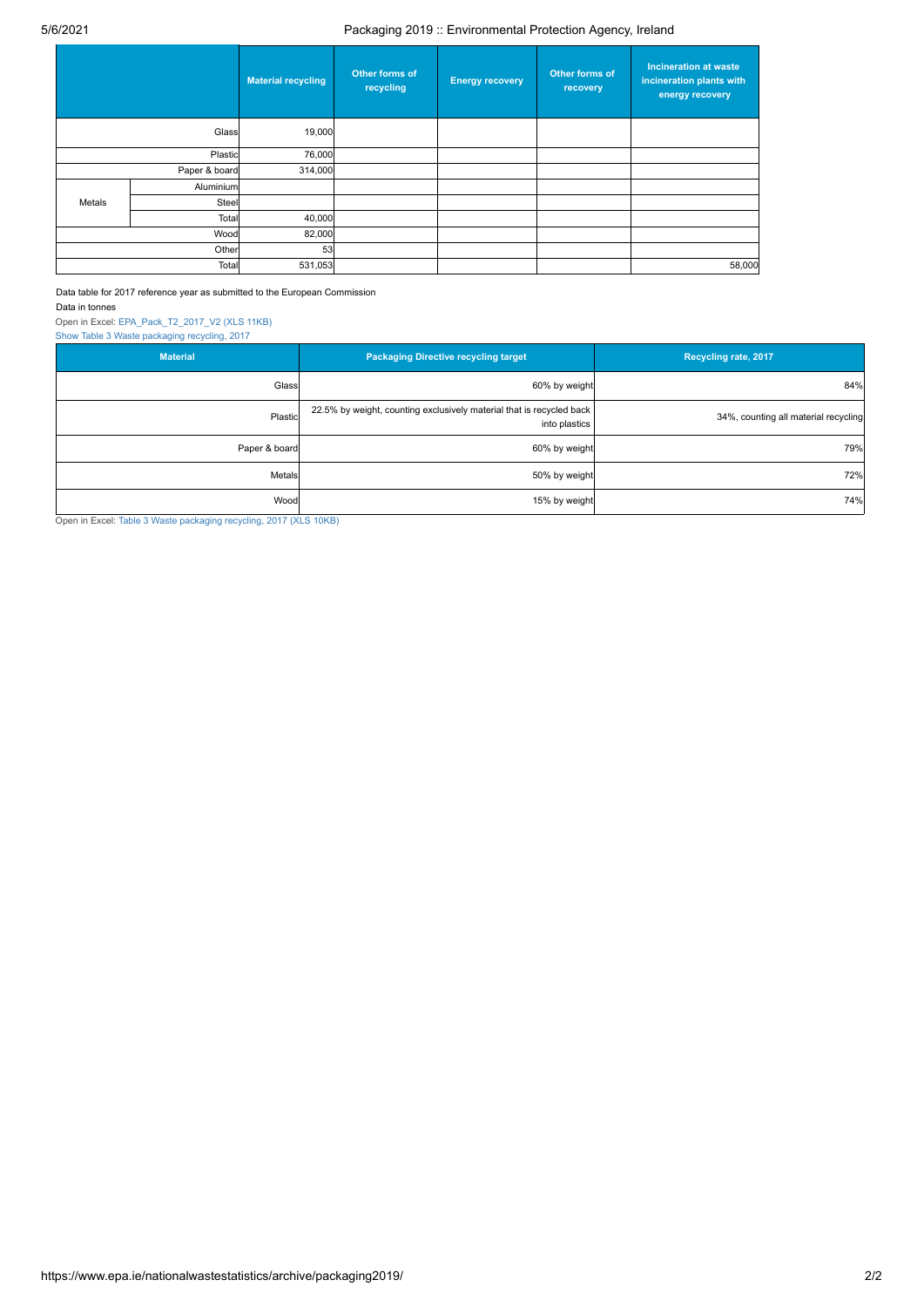| | | Material recycling | Other forms of recycling | Energy recovery | Other forms of recovery | Incineration at waste incineration plants with energy recovery |
|---|---|---|---|---|---|---|
| Glass | | 19,000 | | | | |
| Plastic | | 76,000 | | | | |
| Paper & board | | 314,000 | | | | |
| Metals | Aluminium | | | | | |
| | Steel | | | | | |
| | Total | 40,000 | | | | |
| Wood | | 82,000 | | | | |
| Other | | 53 | | | | |
| Total | | 531,053 | | | | 58,000 |

Data table for 2017 reference year as submitted to the European Commission

Data in tonnes

Open in Excel: EPA_Pack_T2_2017_V2 (XLS 11KB)

Show Table 3 Waste packaging recycling, 2017

| Material | Packaging Directive recycling target | Recycling rate, 2017 |
|---|---|---|
| Glass | 60% by weight | 84% |
| Plastic | 22.5% by weight, counting exclusively material that is recycled back into plastics | 34%, counting all material recycling |
| Paper & board | 60% by weight | 79% |
| Metals | 50% by weight | 72% |
| Wood | 15% by weight | 74% |

Open in Excel: Table 3 Waste packaging recycling, 2017 (XLS 10KB)